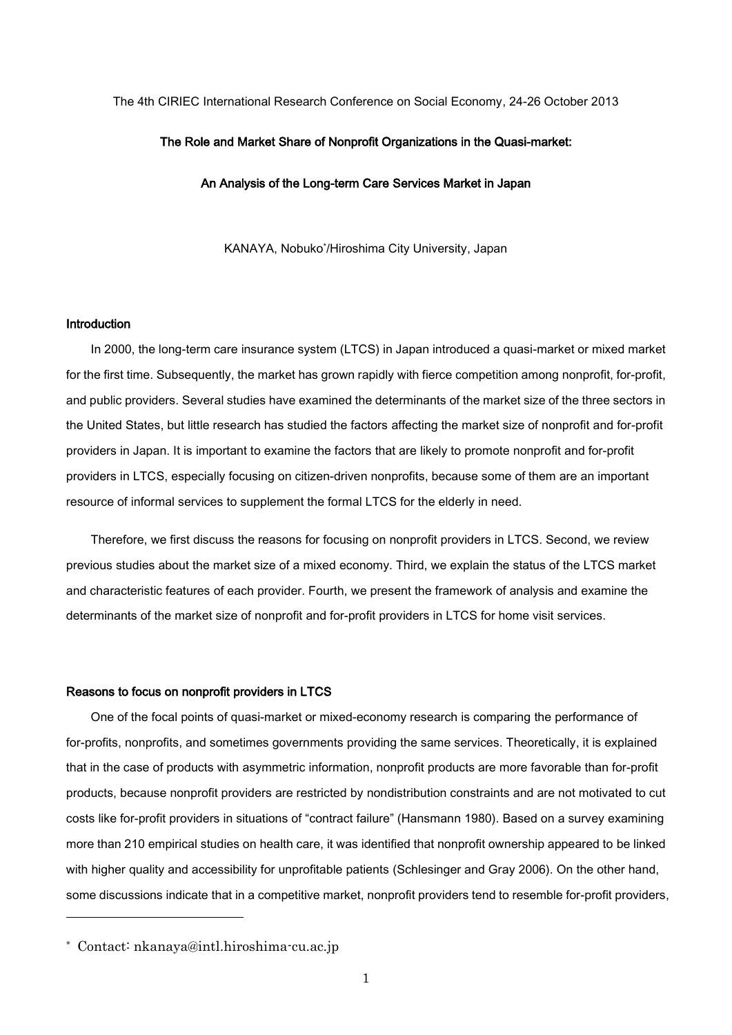The 4th CIRIEC International Research Conference on Social Economy, 24-26 October 2013

# The Role and Market Share of Nonprofit Organizations in the Quasi-market:

# An Analysis of the Long-term Care Services Market in Japan

KANAYA, Nobuko[*]/Hiroshima City University, Japan

## Introduction

In 2000, the long-term care insurance system (LTCS) in Japan introduced a quasi-market or mixed market for the first time. Subsequently, the market has grown rapidly with fierce competition among nonprofit, for-profit, and public providers. Several studies have examined the determinants of the market size of the three sectors in the United States, but little research has studied the factors affecting the market size of nonprofit and for-profit providers in Japan. It is important to examine the factors that are likely to promote nonprofit and for-profit providers in LTCS, especially focusing on citizen-driven nonprofits, because some of them are an important resource of informal services to supplement the formal LTCS for the elderly in need.

Therefore, we first discuss the reasons for focusing on nonprofit providers in LTCS. Second, we review previous studies about the market size of a mixed economy. Third, we explain the status of the LTCS market and characteristic features of each provider. Fourth, we present the framework of analysis and examine the determinants of the market size of nonprofit and for-profit providers in LTCS for home visit services.

## Reasons to focus on nonprofit providers in LTCS

One of the focal points of quasi-market or mixed-economy research is comparing the performance of for-profits, nonprofits, and sometimes governments providing the same services. Theoretically, it is explained that in the case of products with asymmetric information, nonprofit products are more favorable than for-profit products, because nonprofit providers are restricted by nondistribution constraints and are not motivated to cut costs like for-profit providers in situations of "contract failure" (Hansmann 1980). Based on a survey examining more than 210 empirical studies on health care, it was identified that nonprofit ownership appeared to be linked with higher quality and accessibility for unprofitable patients (Schlesinger and Gray 2006). On the other hand, some discussions indicate that in a competitive market, nonprofit providers tend to resemble for-profit providers,

---

[*] Contact: nkanaya@intl.hiroshima-cu.ac.jp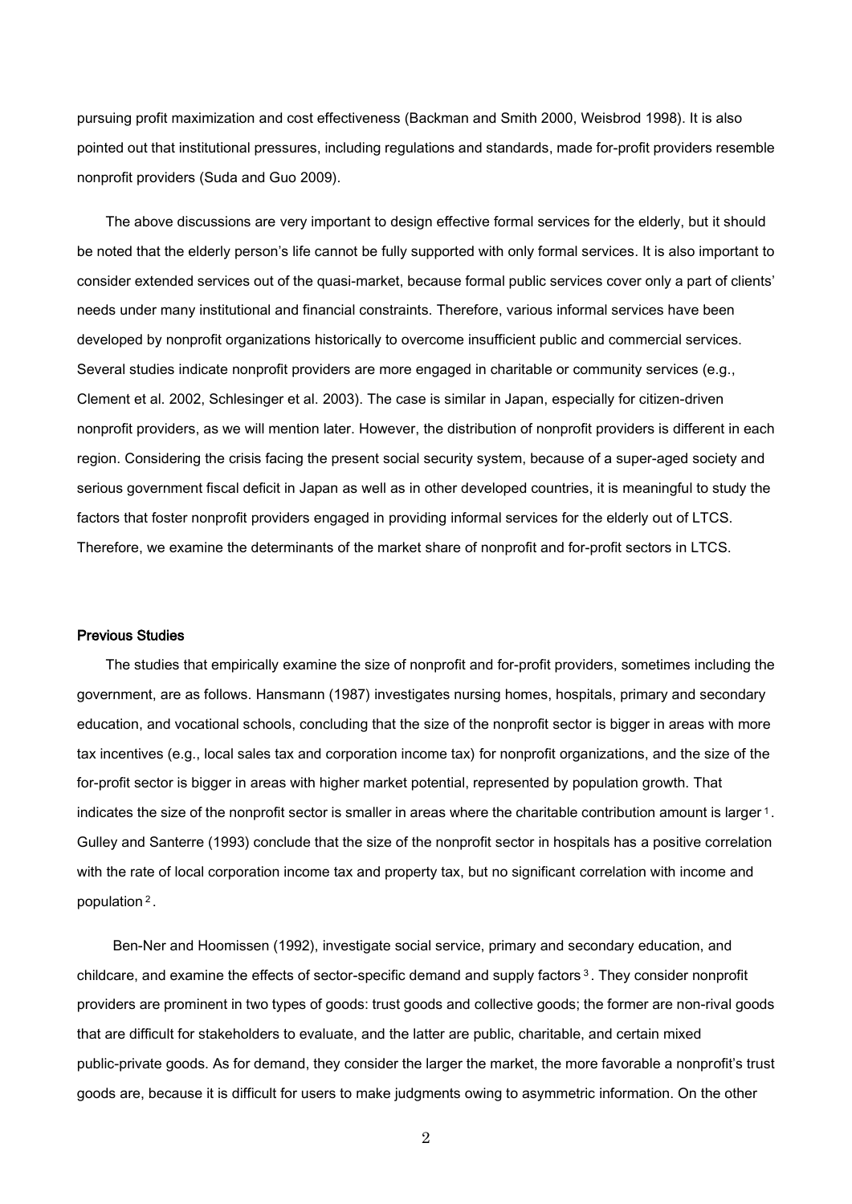pursuing profit maximization and cost effectiveness (Backman and Smith 2000, Weisbrod 1998). It is also pointed out that institutional pressures, including regulations and standards, made for-profit providers resemble nonprofit providers (Suda and Guo 2009).

The above discussions are very important to design effective formal services for the elderly, but it should be noted that the elderly person's life cannot be fully supported with only formal services. It is also important to consider extended services out of the quasi-market, because formal public services cover only a part of clients' needs under many institutional and financial constraints. Therefore, various informal services have been developed by nonprofit organizations historically to overcome insufficient public and commercial services. Several studies indicate nonprofit providers are more engaged in charitable or community services (e.g., Clement et al. 2002, Schlesinger et al. 2003). The case is similar in Japan, especially for citizen-driven nonprofit providers, as we will mention later. However, the distribution of nonprofit providers is different in each region. Considering the crisis facing the present social security system, because of a super-aged society and serious government fiscal deficit in Japan as well as in other developed countries, it is meaningful to study the factors that foster nonprofit providers engaged in providing informal services for the elderly out of LTCS. Therefore, we examine the determinants of the market share of nonprofit and for-profit sectors in LTCS.

## Previous Studies

The studies that empirically examine the size of nonprofit and for-profit providers, sometimes including the government, are as follows. Hansmann (1987) investigates nursing homes, hospitals, primary and secondary education, and vocational schools, concluding that the size of the nonprofit sector is bigger in areas with more tax incentives (e.g., local sales tax and corporation income tax) for nonprofit organizations, and the size of the for-profit sector is bigger in areas with higher market potential, represented by population growth. That indicates the size of the nonprofit sector is smaller in areas where the charitable contribution amount is larger [1]. Gulley and Santerre (1993) conclude that the size of the nonprofit sector in hospitals has a positive correlation with the rate of local corporation income tax and property tax, but no significant correlation with income and population [2].

Ben-Ner and Hoomissen (1992), investigate social service, primary and secondary education, and childcare, and examine the effects of sector-specific demand and supply factors [3]. They consider nonprofit providers are prominent in two types of goods: trust goods and collective goods; the former are non-rival goods that are difficult for stakeholders to evaluate, and the latter are public, charitable, and certain mixed public-private goods. As for demand, they consider the larger the market, the more favorable a nonprofit's trust goods are, because it is difficult for users to make judgments owing to asymmetric information. On the other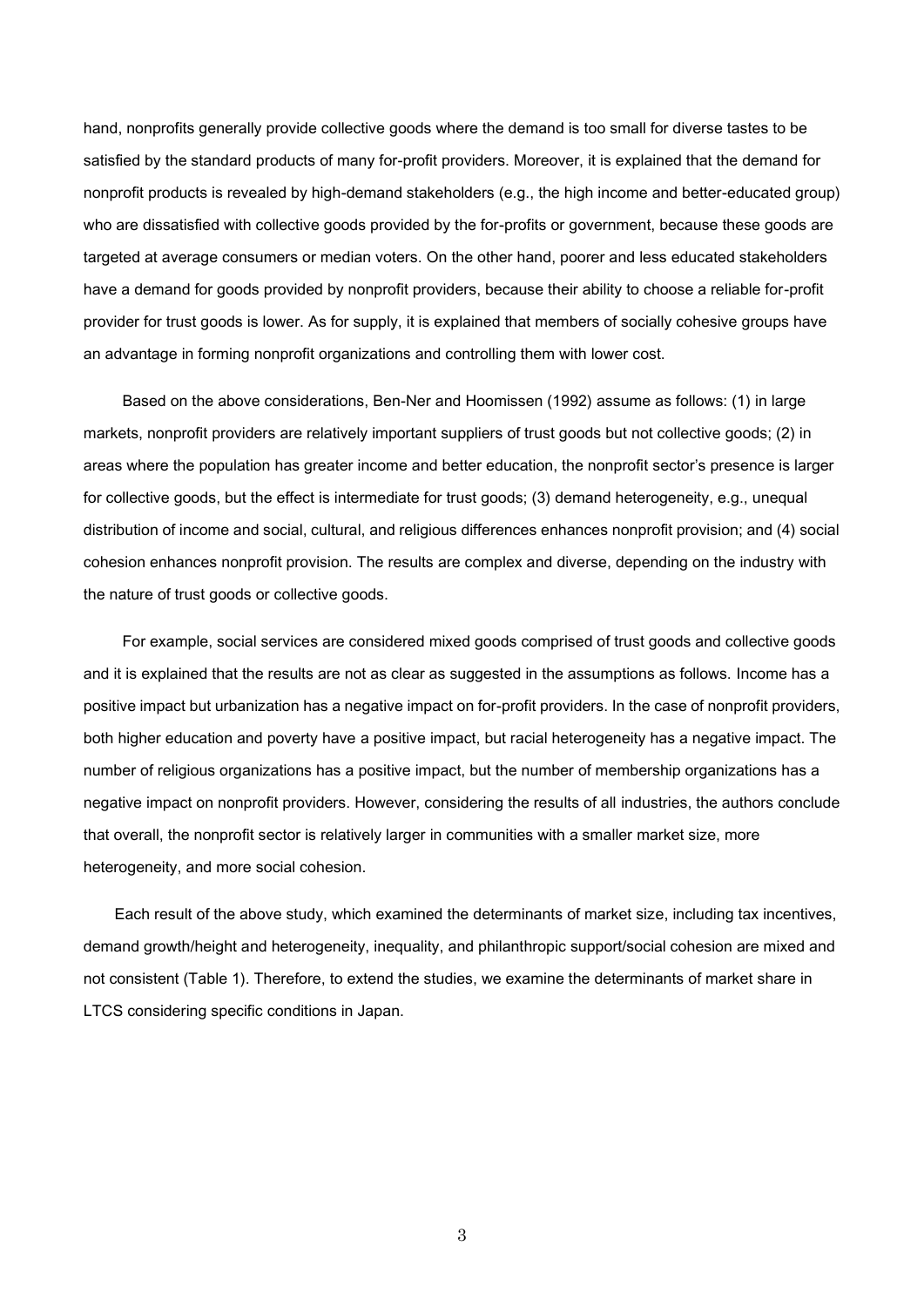hand, nonprofits generally provide collective goods where the demand is too small for diverse tastes to be satisfied by the standard products of many for-profit providers. Moreover, it is explained that the demand for nonprofit products is revealed by high-demand stakeholders (e.g., the high income and better-educated group) who are dissatisfied with collective goods provided by the for-profits or government, because these goods are targeted at average consumers or median voters. On the other hand, poorer and less educated stakeholders have a demand for goods provided by nonprofit providers, because their ability to choose a reliable for-profit provider for trust goods is lower. As for supply, it is explained that members of socially cohesive groups have an advantage in forming nonprofit organizations and controlling them with lower cost.

Based on the above considerations, Ben-Ner and Hoomissen (1992) assume as follows: (1) in large markets, nonprofit providers are relatively important suppliers of trust goods but not collective goods; (2) in areas where the population has greater income and better education, the nonprofit sector's presence is larger for collective goods, but the effect is intermediate for trust goods; (3) demand heterogeneity, e.g., unequal distribution of income and social, cultural, and religious differences enhances nonprofit provision; and (4) social cohesion enhances nonprofit provision. The results are complex and diverse, depending on the industry with the nature of trust goods or collective goods.

For example, social services are considered mixed goods comprised of trust goods and collective goods and it is explained that the results are not as clear as suggested in the assumptions as follows. Income has a positive impact but urbanization has a negative impact on for-profit providers. In the case of nonprofit providers, both higher education and poverty have a positive impact, but racial heterogeneity has a negative impact. The number of religious organizations has a positive impact, but the number of membership organizations has a negative impact on nonprofit providers. However, considering the results of all industries, the authors conclude that overall, the nonprofit sector is relatively larger in communities with a smaller market size, more heterogeneity, and more social cohesion.

Each result of the above study, which examined the determinants of market size, including tax incentives, demand growth/height and heterogeneity, inequality, and philanthropic support/social cohesion are mixed and not consistent (Table 1). Therefore, to extend the studies, we examine the determinants of market share in LTCS considering specific conditions in Japan.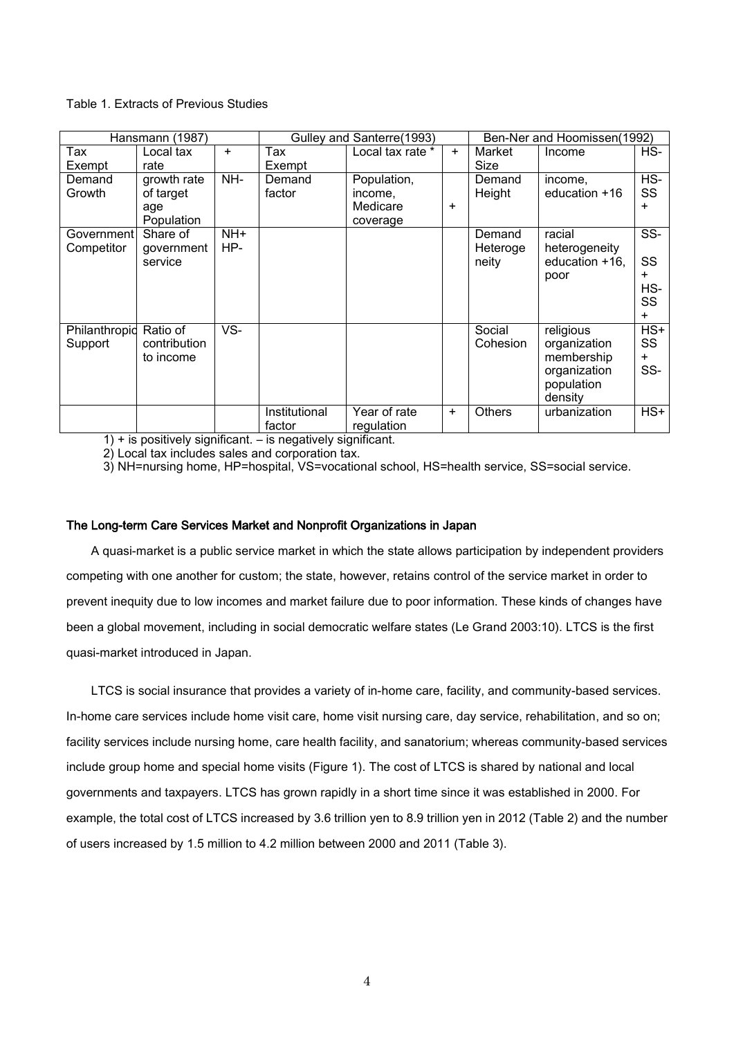Table 1. Extracts of Previous Studies

| Hansmann (1987) | | | Gulley and Santerre(1993) | | | Ben-Ner and Hoomissen(1992) | | |
|---|---|---|---|---|---|---|---|---|
| Tax Exempt | Local tax rate | + | Tax Exempt | Local tax rate * | + | Market Size | Income | HS- |
| Demand Growth | growth rate of target age Population | NH- | Demand factor | Population, income, Medicare coverage | + | Demand Height | income, education +16 | HS- SS + |
| Government Competitor | Share of government service | NH+ HP- | | | | Demand Heterogeneity | racial heterogeneity education +16, poor | SS- SS + HS- SS + |
| Philanthropic Support | Ratio of contribution to income | VS- | | | | Social Cohesion | religious organization membership organization population density | HS+ SS + SS- |
| | | | Institutional factor | Year of rate regulation | + | Others | urbanization | HS+ |

1) + is positively significant. – is negatively significant.

2) Local tax includes sales and corporation tax.

3) NH=nursing home, HP=hospital, VS=vocational school, HS=health service, SS=social service.

### The Long-term Care Services Market and Nonprofit Organizations in Japan

A quasi-market is a public service market in which the state allows participation by independent providers competing with one another for custom; the state, however, retains control of the service market in order to prevent inequity due to low incomes and market failure due to poor information. These kinds of changes have been a global movement, including in social democratic welfare states (Le Grand 2003:10). LTCS is the first quasi-market introduced in Japan.

LTCS is social insurance that provides a variety of in-home care, facility, and community-based services. In-home care services include home visit care, home visit nursing care, day service, rehabilitation, and so on; facility services include nursing home, care health facility, and sanatorium; whereas community-based services include group home and special home visits (Figure 1). The cost of LTCS is shared by national and local governments and taxpayers. LTCS has grown rapidly in a short time since it was established in 2000. For example, the total cost of LTCS increased by 3.6 trillion yen to 8.9 trillion yen in 2012 (Table 2) and the number of users increased by 1.5 million to 4.2 million between 2000 and 2011 (Table 3).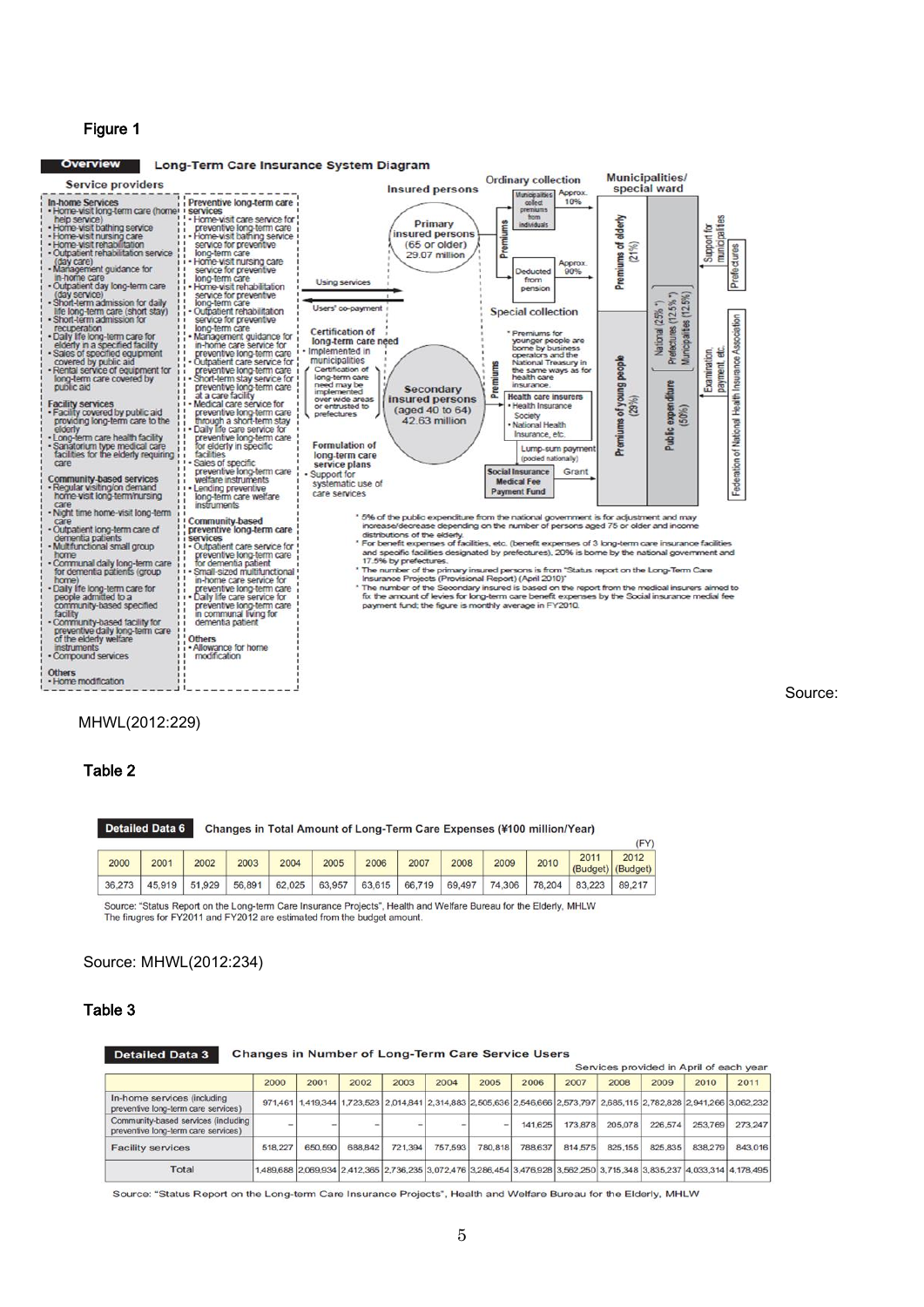Figure 1

**Overview** Long-Term Care Insurance System Diagram

Service providers

In-home Services
- Home-visit long-term care (home help service)
- Home-visit bathing service
- Home-visit nursing care
- Home-visit rehabilitation
- Outpatient rehabilitation service (day care)
- Management guidance for in-home care
- Outpatient day long-term care (day service)
- Short-term admission for daily life long-term care (short stay)
- Short-term admission for recuperation
- Daily life long-term care for elderly in a specified facility
- Sales of specified equipment covered by public aid
- Rental service of equipment for long-term care covered by public aid

Facility services
- Facility covered by public aid providing long-term care to the elderly
- Long-term care health facility
- Sanatorium type medical care facilities for the elderly requiring care

Community-based services
- Regular visiting/on demand home-visit long-term/nursing care
- Night time home-visit long-term care
- Outpatient long-term care of dementia patients
- Multifunctional small group home
- Communal daily long-term care for dementia patients (group home)
- Daily life long-term care for people admitted to a community-based specified facility
- Community-based facility for preventive daily long-term care of the elderly welfare instruments
- Compound services

Others
- Home modification

Preventive long-term care services
- Home-visit care service for preventive long-term care
- Home-visit bathing service for preventive long-term care
- Home-visit nursing care service for preventive long-term care
- Home-visit rehabilitation service for preventive long-term care
- Outpatient rehabilitation service for preventive long-term care
- Management guidance for in-home care service for preventive long-term care
- Outpatient care service for preventive long-term care
- Short-term stay service for preventive long-term care at a care facility
- Medical care service for preventive long-term care through a short-term stay
- Daily life care service for preventive long-term care for elderly in specific facilities
- Sales of specific preventive long-term care welfare instruments
- Lending preventive long-term care welfare instruments

Community-based preventive long-term care services
- Outpatient care service for preventive long-term care for dementia patient
- Small-sized multifunctional in-home care service for preventive long-term care
- Daily life care service for preventive long-term care in communal living for dementia patient

Others
- Allowance for home modification

Using services

Users' co-payment

Certification of long-term care need
- Implemented in municipalities
(Certification of long-term care need may be implemented over wide areas or entrusted to prefectures)

Formulation of long-term care service plans
- Support for systematic use of care services

Insured persons

Primary insured persons (65 or older) 29.07 million

Secondary insured persons (aged 40 to 64) 42.63 million

Premiums

Ordinary collection

Municipalities collect premiums from individuals — Approx. 10%

Deducted from pension — Approx. 90%

Special collection

* Premiums for younger people are borne by business operators and the National Treasury in the same ways as for health care insurance.

Health care insurers
- Health Insurance Society
- National Health Insurance, etc.

Lump-sum payment (pooled nationally)

Social Insurance Medical Fee Payment Fund

Grant

Municipalities/special ward

Premiums of elderly (21%)

Premiums of young people (29%)

Public expenditure (50%)

National (25% *) Prefectures (12.5% *) Municipalities (12.5%)

Support for municipalities

Prefectures

Examination, payment, etc.

Federation of National Health Insurance Association

\* 5% of the public expenditure from the national government is for adjustment and may increase/decrease depending on the number of persons aged 75 or older and income distributions of the elderly.

\* For benefit expenses of facilities, etc. (benefit expenses of 3 long-term care insurance facilities and specific facilities designated by prefectures), 20% is borne by the national government and 17.5% by prefectures.

\* The number of the primary insured persons is from "Status report on the Long-Term Care Insurance Projects (Provisional Report) (April 2010)"

\* The number of the Seoondary insured is based on the report from the medical insurers aimed to fix the amount of levies for long-term care benefit expenses by the Social insurance medial fee payment fund; the figure is monthly average in FY2010.

Source: MHWL(2012:229)

Table 2

**Detailed Data 6** Changes in Total Amount of Long-Term Care Expenses (¥100 million/Year)

(FY)

| 2000 | 2001 | 2002 | 2003 | 2004 | 2005 | 2006 | 2007 | 2008 | 2009 | 2010 | 2011 (Budget) | 2012 (Budget) |
|---|---|---|---|---|---|---|---|---|---|---|---|---|
| 36,273 | 45,919 | 51,929 | 56,891 | 62,025 | 63,957 | 63,615 | 66,719 | 69,497 | 74,306 | 78,204 | 83,223 | 89,217 |

Source: "Status Report on the Long-term Care Insurance Projects", Health and Welfare Bureau for the Elderly, MHLW
The finugres for FY2011 and FY2012 are estimated from the budget amount.

Source: MHWL(2012:234)

Table 3

**Detailed Data 3** Changes in Number of Long-Term Care Service Users

Services provided in April of each year

| | 2000 | 2001 | 2002 | 2003 | 2004 | 2005 | 2006 | 2007 | 2008 | 2009 | 2010 | 2011 |
|---|---|---|---|---|---|---|---|---|---|---|---|---|
| In-home services (including preventive long-term care services) | 971,461 | 1,419,344 | 1,723,523 | 2,014,841 | 2,314,883 | 2,505,636 | 2,546,666 | 2,573,797 | 2,685,115 | 2,782,828 | 2,941,266 | 3,062,232 |
| Community-based services (including preventive long-term care services) | – | – | – | – | – | – | 141,625 | 173,878 | 205,078 | 226,574 | 253,769 | 273,247 |
| Facility services | 518,227 | 650,590 | 688,842 | 721,394 | 757,593 | 780,818 | 788,637 | 814,575 | 825,155 | 825,835 | 838,279 | 843,016 |
| Total | 1,489,688 | 2,069,934 | 2,412,365 | 2,736,235 | 3,072,476 | 3,286,454 | 3,476,928 | 3,562,250 | 3,715,348 | 3,835,237 | 4,033,314 | 4,178,495 |

Source: "Status Report on the Long-term Care Insurance Projects", Health and Welfare Bureau for the Elderly, MHLW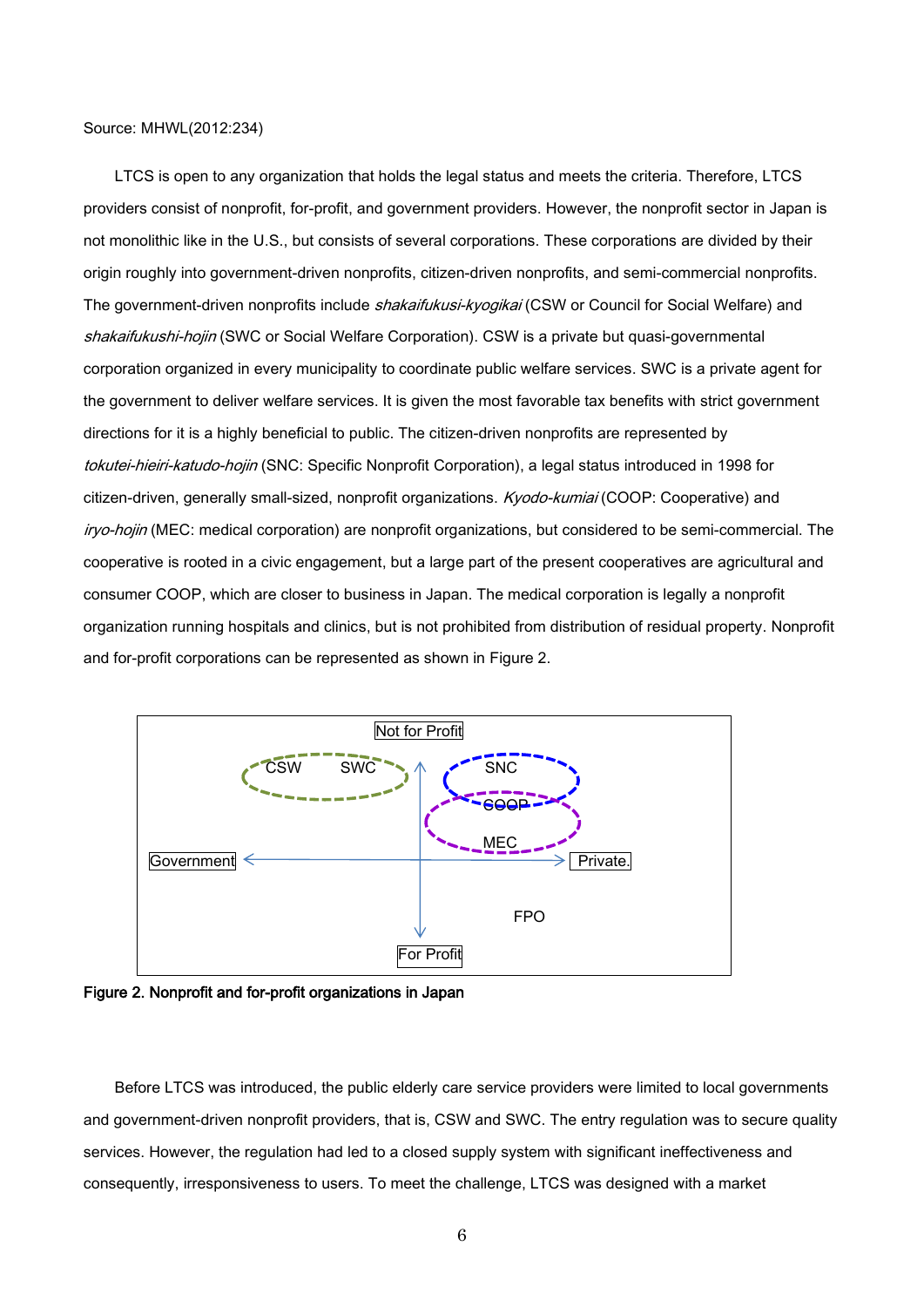Source: MHWL(2012:234)

LTCS is open to any organization that holds the legal status and meets the criteria. Therefore, LTCS providers consist of nonprofit, for-profit, and government providers. However, the nonprofit sector in Japan is not monolithic like in the U.S., but consists of several corporations. These corporations are divided by their origin roughly into government-driven nonprofits, citizen-driven nonprofits, and semi-commercial nonprofits. The government-driven nonprofits include *shakaifukusi-kyogikai* (CSW or Council for Social Welfare) and *shakaifukushi-hojin* (SWC or Social Welfare Corporation). CSW is a private but quasi-governmental corporation organized in every municipality to coordinate public welfare services. SWC is a private agent for the government to deliver welfare services. It is given the most favorable tax benefits with strict government directions for it is a highly beneficial to public. The citizen-driven nonprofits are represented by *tokutei-hieiri-katudo-hojin* (SNC: Specific Nonprofit Corporation), a legal status introduced in 1998 for citizen-driven, generally small-sized, nonprofit organizations. *Kyodo-kumiai* (COOP: Cooperative) and *iryo-hojin* (MEC: medical corporation) are nonprofit organizations, but considered to be semi-commercial. The cooperative is rooted in a civic engagement, but a large part of the present cooperatives are agricultural and consumer COOP, which are closer to business in Japan. The medical corporation is legally a nonprofit organization running hospitals and clinics, but is not prohibited from distribution of residual property. Nonprofit and for-profit corporations can be represented as shown in Figure 2.

Not for Profit

CSW SWC

SNC

COOP

MEC

Government

Private.

FPO

For Profit

**Figure 2. Nonprofit and for-profit organizations in Japan**

Before LTCS was introduced, the public elderly care service providers were limited to local governments and government-driven nonprofit providers, that is, CSW and SWC. The entry regulation was to secure quality services. However, the regulation had led to a closed supply system with significant ineffectiveness and consequently, irresponsiveness to users. To meet the challenge, LTCS was designed with a market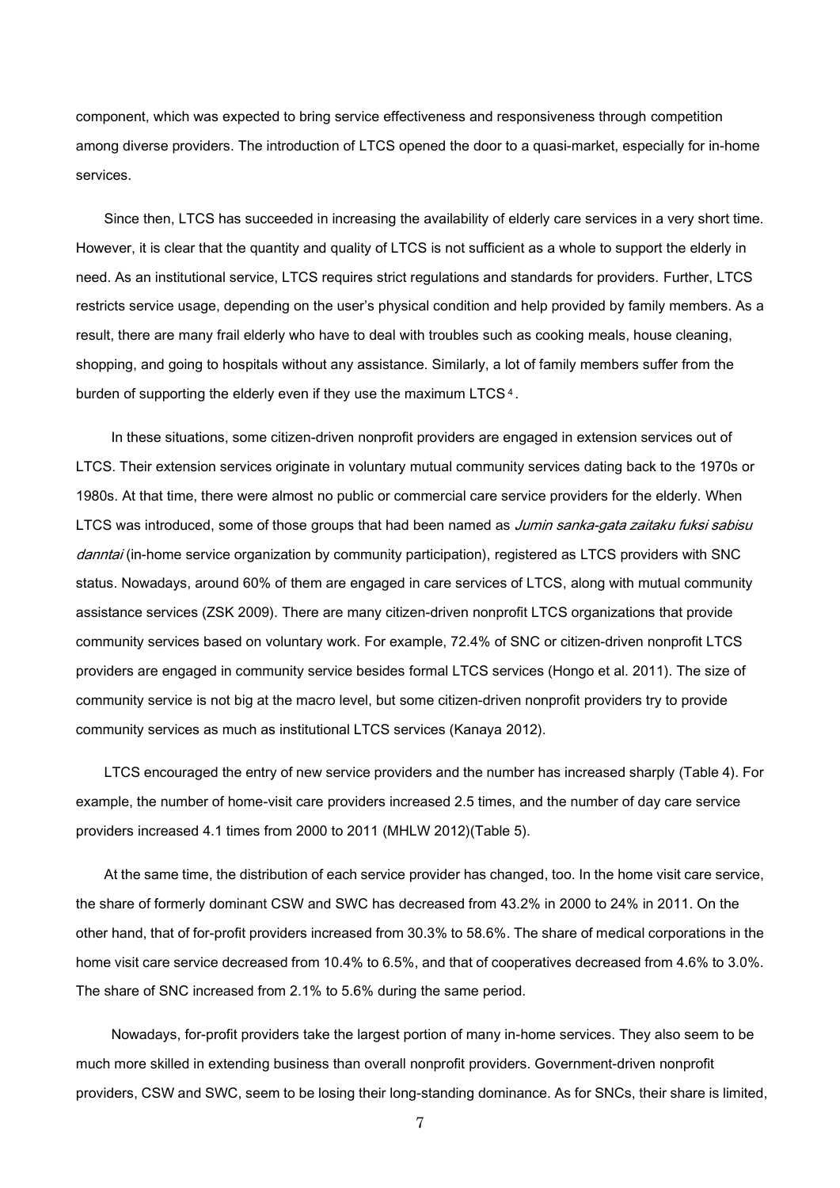component, which was expected to bring service effectiveness and responsiveness through competition among diverse providers. The introduction of LTCS opened the door to a quasi-market, especially for in-home services.

Since then, LTCS has succeeded in increasing the availability of elderly care services in a very short time. However, it is clear that the quantity and quality of LTCS is not sufficient as a whole to support the elderly in need. As an institutional service, LTCS requires strict regulations and standards for providers. Further, LTCS restricts service usage, depending on the user's physical condition and help provided by family members. As a result, there are many frail elderly who have to deal with troubles such as cooking meals, house cleaning, shopping, and going to hospitals without any assistance. Similarly, a lot of family members suffer from the burden of supporting the elderly even if they use the maximum LTCS[4].

In these situations, some citizen-driven nonprofit providers are engaged in extension services out of LTCS. Their extension services originate in voluntary mutual community services dating back to the 1970s or 1980s. At that time, there were almost no public or commercial care service providers for the elderly. When LTCS was introduced, some of those groups that had been named as *Jumin sanka-gata zaitaku fuksi sabisu danntai* (in-home service organization by community participation), registered as LTCS providers with SNC status. Nowadays, around 60% of them are engaged in care services of LTCS, along with mutual community assistance services (ZSK 2009). There are many citizen-driven nonprofit LTCS organizations that provide community services based on voluntary work. For example, 72.4% of SNC or citizen-driven nonprofit LTCS providers are engaged in community service besides formal LTCS services (Hongo et al. 2011). The size of community service is not big at the macro level, but some citizen-driven nonprofit providers try to provide community services as much as institutional LTCS services (Kanaya 2012).

LTCS encouraged the entry of new service providers and the number has increased sharply (Table 4). For example, the number of home-visit care providers increased 2.5 times, and the number of day care service providers increased 4.1 times from 2000 to 2011 (MHLW 2012)(Table 5).

At the same time, the distribution of each service provider has changed, too. In the home visit care service, the share of formerly dominant CSW and SWC has decreased from 43.2% in 2000 to 24% in 2011. On the other hand, that of for-profit providers increased from 30.3% to 58.6%. The share of medical corporations in the home visit care service decreased from 10.4% to 6.5%, and that of cooperatives decreased from 4.6% to 3.0%. The share of SNC increased from 2.1% to 5.6% during the same period.

Nowadays, for-profit providers take the largest portion of many in-home services. They also seem to be much more skilled in extending business than overall nonprofit providers. Government-driven nonprofit providers, CSW and SWC, seem to be losing their long-standing dominance. As for SNCs, their share is limited,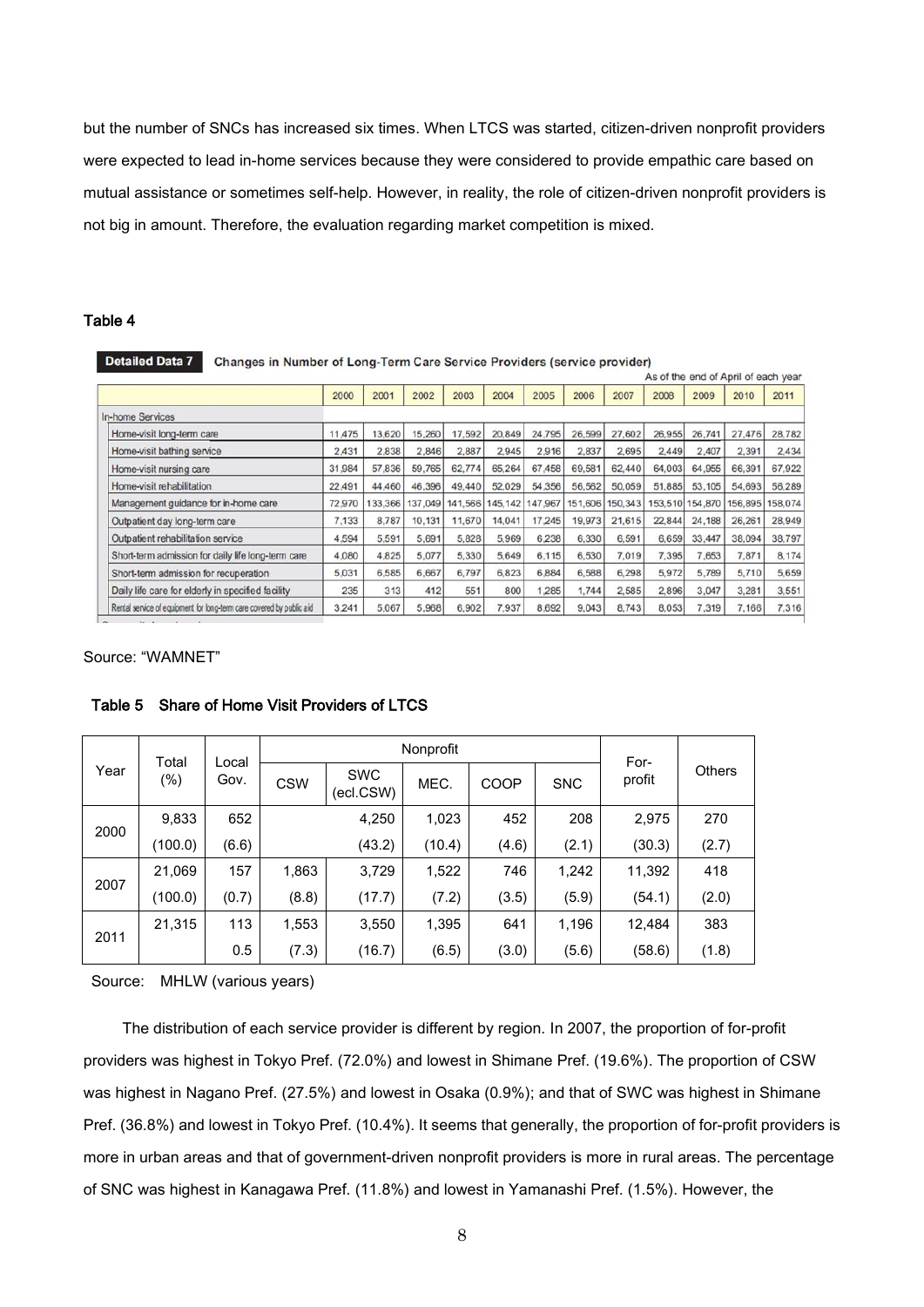but the number of SNCs has increased six times. When LTCS was started, citizen-driven nonprofit providers were expected to lead in-home services because they were considered to provide empathic care based on mutual assistance or sometimes self-help. However, in reality, the role of citizen-driven nonprofit providers is not big in amount. Therefore, the evaluation regarding market competition is mixed.

**Table 4**

**Detailed Data 7** Changes in Number of Long-Term Care Service Providers (service provider)

As of the end of April of each year

| | 2000 | 2001 | 2002 | 2003 | 2004 | 2005 | 2006 | 2007 | 2008 | 2009 | 2010 | 2011 |
|---|---|---|---|---|---|---|---|---|---|---|---|---|
| In-home Services | | | | | | | | | | | | |
| Home-visit long-term care | 11,475 | 13,620 | 15,260 | 17,592 | 20,849 | 24,795 | 26,599 | 27,602 | 26,955 | 26,741 | 27,476 | 28,782 |
| Home-visit bathing service | 2,431 | 2,838 | 2,846 | 2,887 | 2,945 | 2,916 | 2,837 | 2,695 | 2,449 | 2,407 | 2,391 | 2,434 |
| Home-visit nursing care | 31,984 | 57,836 | 59,765 | 62,774 | 65,264 | 67,458 | 69,581 | 62,440 | 64,003 | 64,955 | 66,391 | 67,922 |
| Home-visit rehabilitation | 22,491 | 44,460 | 46,396 | 49,440 | 52,029 | 54,356 | 56,562 | 50,059 | 51,885 | 53,105 | 54,693 | 56,289 |
| Management guidance for in-home care | 72,970 | 133,366 | 137,049 | 141,566 | 145,142 | 147,967 | 151,606 | 150,343 | 153,510 | 154,870 | 156,895 | 158,074 |
| Outpatient day long-term care | 7,133 | 8,787 | 10,131 | 11,670 | 14,041 | 17,245 | 19,973 | 21,615 | 22,844 | 24,188 | 26,261 | 28,949 |
| Outpatient rehabilitation service | 4,594 | 5,591 | 5,691 | 5,828 | 5,969 | 6,238 | 6,330 | 6,591 | 6,659 | 33,447 | 36,094 | 38,797 |
| Short-term admission for daily life long-term care | 4,080 | 4,825 | 5,077 | 5,330 | 5,649 | 6,115 | 6,530 | 7,019 | 7,395 | 7,653 | 7,871 | 8,174 |
| Short-term admission for recuperation | 5,031 | 6,585 | 6,667 | 6,797 | 6,823 | 6,884 | 6,588 | 6,298 | 5,972 | 5,789 | 5,710 | 5,659 |
| Daily life care for elderly in specified facility | 235 | 313 | 412 | 551 | 800 | 1,285 | 1,744 | 2,585 | 2,896 | 3,047 | 3,281 | 3,551 |
| Rental service of equipment for long-term care covered by public aid | 3,241 | 5,067 | 5,968 | 6,902 | 7,937 | 8,692 | 9,043 | 8,743 | 8,053 | 7,319 | 7,166 | 7,316 |

Source: "WAMNET"

**Table 5 Share of Home Visit Providers of LTCS**

| Year | Total (%) | Local Gov. | Nonprofit | | | | | For-profit | Others |
|---|---|---|---|---|---|---|---|---|---|
| | | | CSW | SWC (ecl.CSW) | MEC. | COOP | SNC | | |
| 2000 | 9,833 | 652 | | 4,250 | 1,023 | 452 | 208 | 2,975 | 270 |
| | (100.0) | (6.6) | | (43.2) | (10.4) | (4.6) | (2.1) | (30.3) | (2.7) |
| 2007 | 21,069 | 157 | 1,863 | 3,729 | 1,522 | 746 | 1,242 | 11,392 | 418 |
| | (100.0) | (0.7) | (8.8) | (17.7) | (7.2) | (3.5) | (5.9) | (54.1) | (2.0) |
| 2011 | 21,315 | 113 | 1,553 | 3,550 | 1,395 | 641 | 1,196 | 12,484 | 383 |
| | | 0.5 | (7.3) | (16.7) | (6.5) | (3.0) | (5.6) | (58.6) | (1.8) |

Source: MHLW (various years)

The distribution of each service provider is different by region. In 2007, the proportion of for-profit providers was highest in Tokyo Pref. (72.0%) and lowest in Shimane Pref. (19.6%). The proportion of CSW was highest in Nagano Pref. (27.5%) and lowest in Osaka (0.9%); and that of SWC was highest in Shimane Pref. (36.8%) and lowest in Tokyo Pref. (10.4%). It seems that generally, the proportion of for-profit providers is more in urban areas and that of government-driven nonprofit providers is more in rural areas. The percentage of SNC was highest in Kanagawa Pref. (11.8%) and lowest in Yamanashi Pref. (1.5%). However, the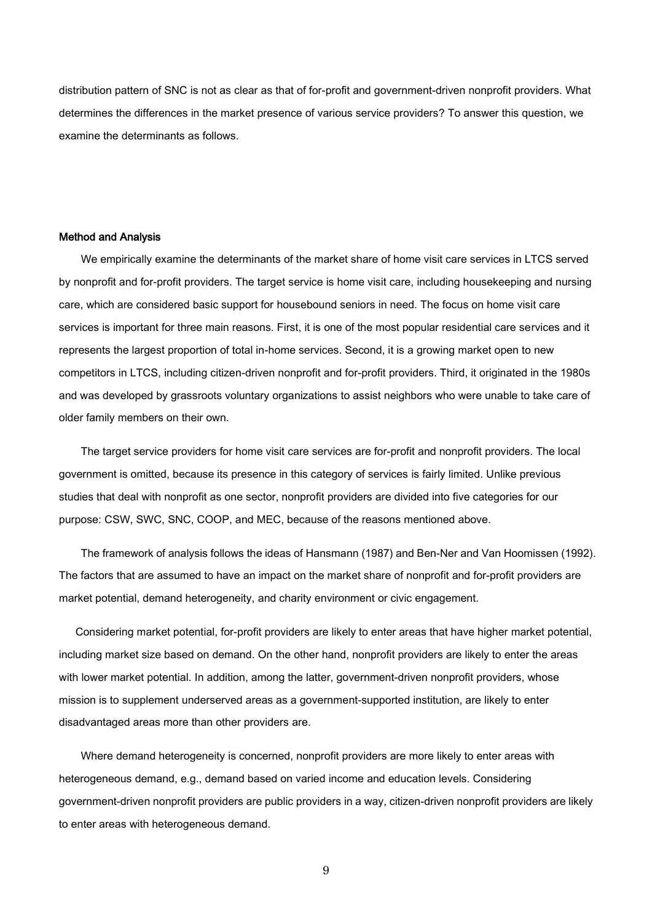distribution pattern of SNC is not as clear as that of for-profit and government-driven nonprofit providers. What determines the differences in the market presence of various service providers? To answer this question, we examine the determinants as follows.

## Method and Analysis

We empirically examine the determinants of the market share of home visit care services in LTCS served by nonprofit and for-profit providers. The target service is home visit care, including housekeeping and nursing care, which are considered basic support for housebound seniors in need. The focus on home visit care services is important for three main reasons. First, it is one of the most popular residential care services and it represents the largest proportion of total in-home services. Second, it is a growing market open to new competitors in LTCS, including citizen-driven nonprofit and for-profit providers. Third, it originated in the 1980s and was developed by grassroots voluntary organizations to assist neighbors who were unable to take care of older family members on their own.

The target service providers for home visit care services are for-profit and nonprofit providers. The local government is omitted, because its presence in this category of services is fairly limited. Unlike previous studies that deal with nonprofit as one sector, nonprofit providers are divided into five categories for our purpose: CSW, SWC, SNC, COOP, and MEC, because of the reasons mentioned above.

The framework of analysis follows the ideas of Hansmann (1987) and Ben-Ner and Van Hoomissen (1992). The factors that are assumed to have an impact on the market share of nonprofit and for-profit providers are market potential, demand heterogeneity, and charity environment or civic engagement.

Considering market potential, for-profit providers are likely to enter areas that have higher market potential, including market size based on demand. On the other hand, nonprofit providers are likely to enter the areas with lower market potential. In addition, among the latter, government-driven nonprofit providers, whose mission is to supplement underserved areas as a government-supported institution, are likely to enter disadvantaged areas more than other providers are.

Where demand heterogeneity is concerned, nonprofit providers are more likely to enter areas with heterogeneous demand, e.g., demand based on varied income and education levels. Considering government-driven nonprofit providers are public providers in a way, citizen-driven nonprofit providers are likely to enter areas with heterogeneous demand.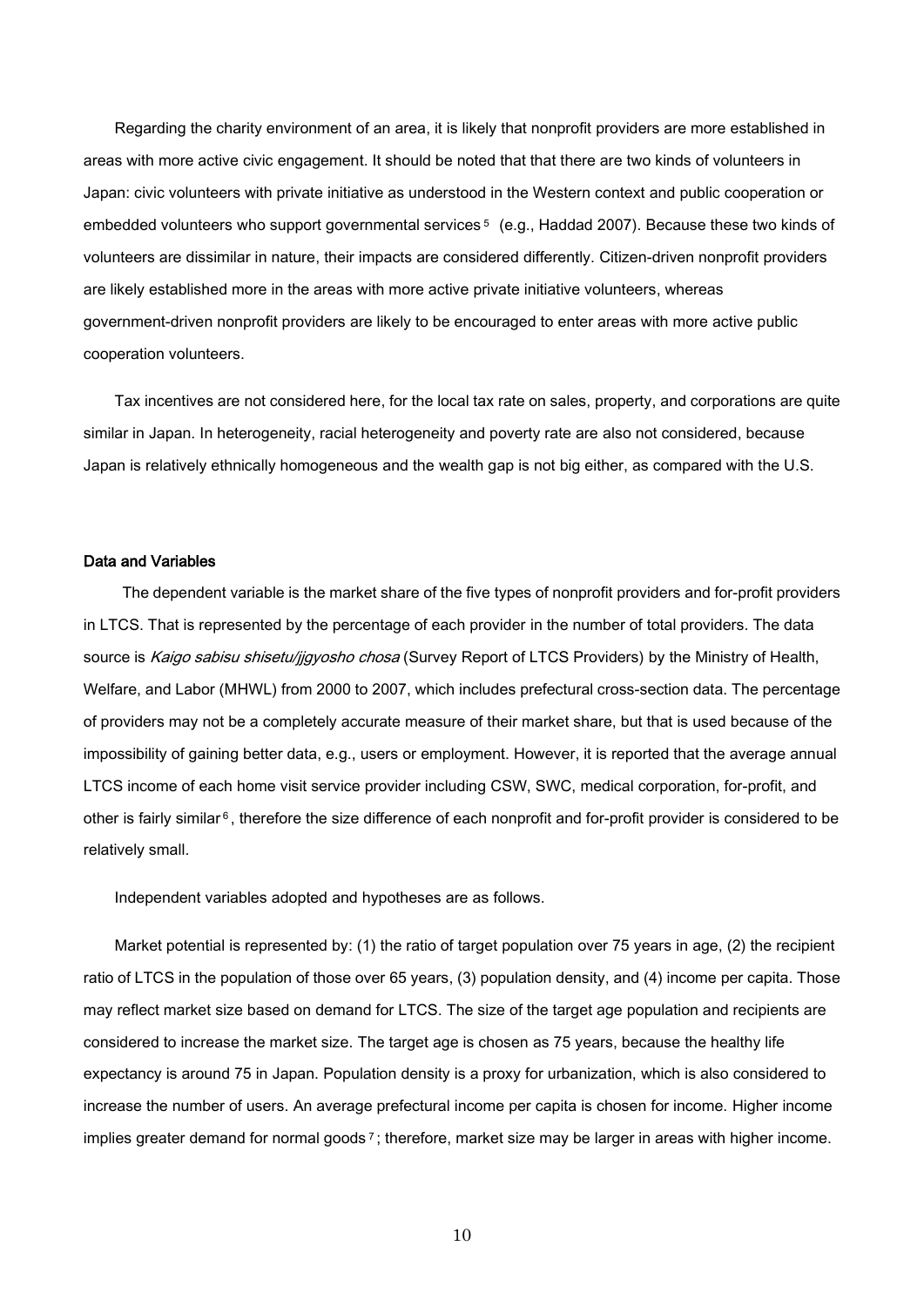Regarding the charity environment of an area, it is likely that nonprofit providers are more established in areas with more active civic engagement. It should be noted that that there are two kinds of volunteers in Japan: civic volunteers with private initiative as understood in the Western context and public cooperation or embedded volunteers who support governmental services [5] (e.g., Haddad 2007). Because these two kinds of volunteers are dissimilar in nature, their impacts are considered differently. Citizen-driven nonprofit providers are likely established more in the areas with more active private initiative volunteers, whereas government-driven nonprofit providers are likely to be encouraged to enter areas with more active public cooperation volunteers.

Tax incentives are not considered here, for the local tax rate on sales, property, and corporations are quite similar in Japan. In heterogeneity, racial heterogeneity and poverty rate are also not considered, because Japan is relatively ethnically homogeneous and the wealth gap is not big either, as compared with the U.S.

### Data and Variables

The dependent variable is the market share of the five types of nonprofit providers and for-profit providers in LTCS. That is represented by the percentage of each provider in the number of total providers. The data source is *Kaigo sabisu shisetu/jjgyosho chosa* (Survey Report of LTCS Providers) by the Ministry of Health, Welfare, and Labor (MHWL) from 2000 to 2007, which includes prefectural cross-section data. The percentage of providers may not be a completely accurate measure of their market share, but that is used because of the impossibility of gaining better data, e.g., users or employment. However, it is reported that the average annual LTCS income of each home visit service provider including CSW, SWC, medical corporation, for-profit, and other is fairly similar [6], therefore the size difference of each nonprofit and for-profit provider is considered to be relatively small.

Independent variables adopted and hypotheses are as follows.

Market potential is represented by: (1) the ratio of target population over 75 years in age, (2) the recipient ratio of LTCS in the population of those over 65 years, (3) population density, and (4) income per capita. Those may reflect market size based on demand for LTCS. The size of the target age population and recipients are considered to increase the market size. The target age is chosen as 75 years, because the healthy life expectancy is around 75 in Japan. Population density is a proxy for urbanization, which is also considered to increase the number of users. An average prefectural income per capita is chosen for income. Higher income implies greater demand for normal goods [7]; therefore, market size may be larger in areas with higher income.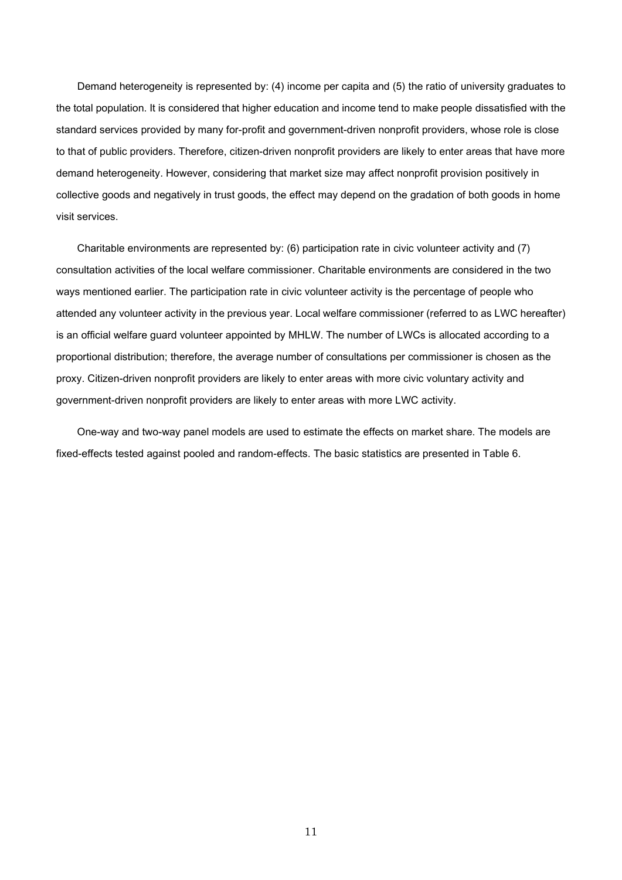Demand heterogeneity is represented by: (4) income per capita and (5) the ratio of university graduates to the total population. It is considered that higher education and income tend to make people dissatisfied with the standard services provided by many for-profit and government-driven nonprofit providers, whose role is close to that of public providers. Therefore, citizen-driven nonprofit providers are likely to enter areas that have more demand heterogeneity. However, considering that market size may affect nonprofit provision positively in collective goods and negatively in trust goods, the effect may depend on the gradation of both goods in home visit services.

Charitable environments are represented by: (6) participation rate in civic volunteer activity and (7) consultation activities of the local welfare commissioner. Charitable environments are considered in the two ways mentioned earlier. The participation rate in civic volunteer activity is the percentage of people who attended any volunteer activity in the previous year. Local welfare commissioner (referred to as LWC hereafter) is an official welfare guard volunteer appointed by MHLW. The number of LWCs is allocated according to a proportional distribution; therefore, the average number of consultations per commissioner is chosen as the proxy. Citizen-driven nonprofit providers are likely to enter areas with more civic voluntary activity and government-driven nonprofit providers are likely to enter areas with more LWC activity.

One-way and two-way panel models are used to estimate the effects on market share. The models are fixed-effects tested against pooled and random-effects. The basic statistics are presented in Table 6.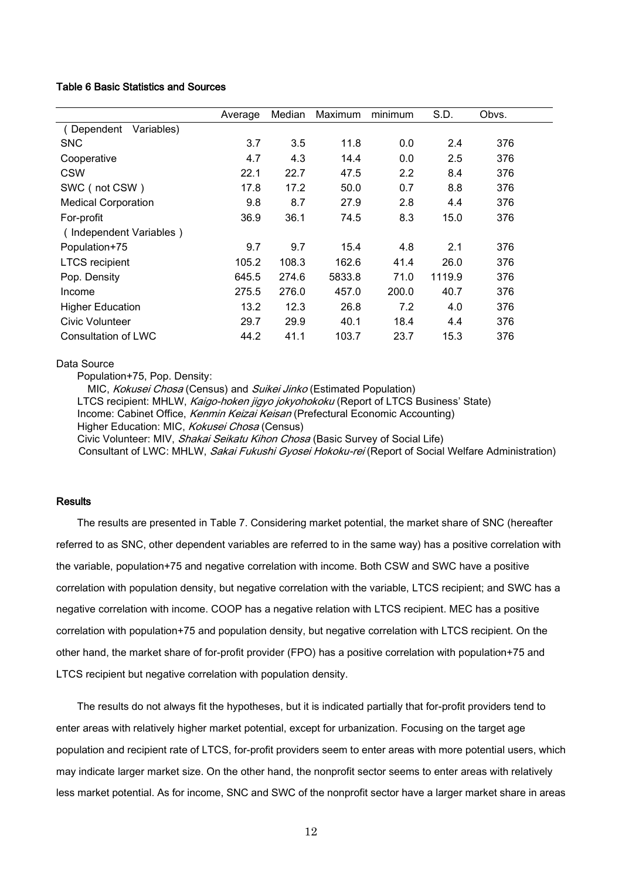**Table 6 Basic Statistics and Sources**

| | Average | Median | Maximum | minimum | S.D. | Obvs. |
|---|---|---|---|---|---|---|
| ( Dependent Variables) | | | | | | |
| SNC | 3.7 | 3.5 | 11.8 | 0.0 | 2.4 | 376 |
| Cooperative | 4.7 | 4.3 | 14.4 | 0.0 | 2.5 | 376 |
| CSW | 22.1 | 22.7 | 47.5 | 2.2 | 8.4 | 376 |
| SWC ( not CSW ) | 17.8 | 17.2 | 50.0 | 0.7 | 8.8 | 376 |
| Medical Corporation | 9.8 | 8.7 | 27.9 | 2.8 | 4.4 | 376 |
| For-profit | 36.9 | 36.1 | 74.5 | 8.3 | 15.0 | 376 |
| ( Independent Variables ) | | | | | | |
| Population+75 | 9.7 | 9.7 | 15.4 | 4.8 | 2.1 | 376 |
| LTCS recipient | 105.2 | 108.3 | 162.6 | 41.4 | 26.0 | 376 |
| Pop. Density | 645.5 | 274.6 | 5833.8 | 71.0 | 1119.9 | 376 |
| Income | 275.5 | 276.0 | 457.0 | 200.0 | 40.7 | 376 |
| Higher Education | 13.2 | 12.3 | 26.8 | 7.2 | 4.0 | 376 |
| Civic Volunteer | 29.7 | 29.9 | 40.1 | 18.4 | 4.4 | 376 |
| Consultation of LWC | 44.2 | 41.1 | 103.7 | 23.7 | 15.3 | 376 |

Data Source

Population+75, Pop. Density:
MIC, *Kokusei Chosa* (Census) and *Suikei Jinko* (Estimated Population)
LTCS recipient: MHLW, *Kaigo-hoken jigyo jokyohokoku* (Report of LTCS Business' State)
Income: Cabinet Office, *Kenmin Keizai Keisan* (Prefectural Economic Accounting)
Higher Education: MIC, *Kokusei Chosa* (Census)
Civic Volunteer: MIV, *Shakai Seikatu Kihon Chosa* (Basic Survey of Social Life)
Consultant of LWC: MHLW, *Sakai Fukushi Gyosei Hokoku-rei* (Report of Social Welfare Administration)

**Results**

The results are presented in Table 7. Considering market potential, the market share of SNC (hereafter referred to as SNC, other dependent variables are referred to in the same way) has a positive correlation with the variable, population+75 and negative correlation with income. Both CSW and SWC have a positive correlation with population density, but negative correlation with the variable, LTCS recipient; and SWC has a negative correlation with income. COOP has a negative relation with LTCS recipient. MEC has a positive correlation with population+75 and population density, but negative correlation with LTCS recipient. On the other hand, the market share of for-profit provider (FPO) has a positive correlation with population+75 and LTCS recipient but negative correlation with population density.

The results do not always fit the hypotheses, but it is indicated partially that for-profit providers tend to enter areas with relatively higher market potential, except for urbanization. Focusing on the target age population and recipient rate of LTCS, for-profit providers seem to enter areas with more potential users, which may indicate larger market size. On the other hand, the nonprofit sector seems to enter areas with relatively less market potential. As for income, SNC and SWC of the nonprofit sector have a larger market share in areas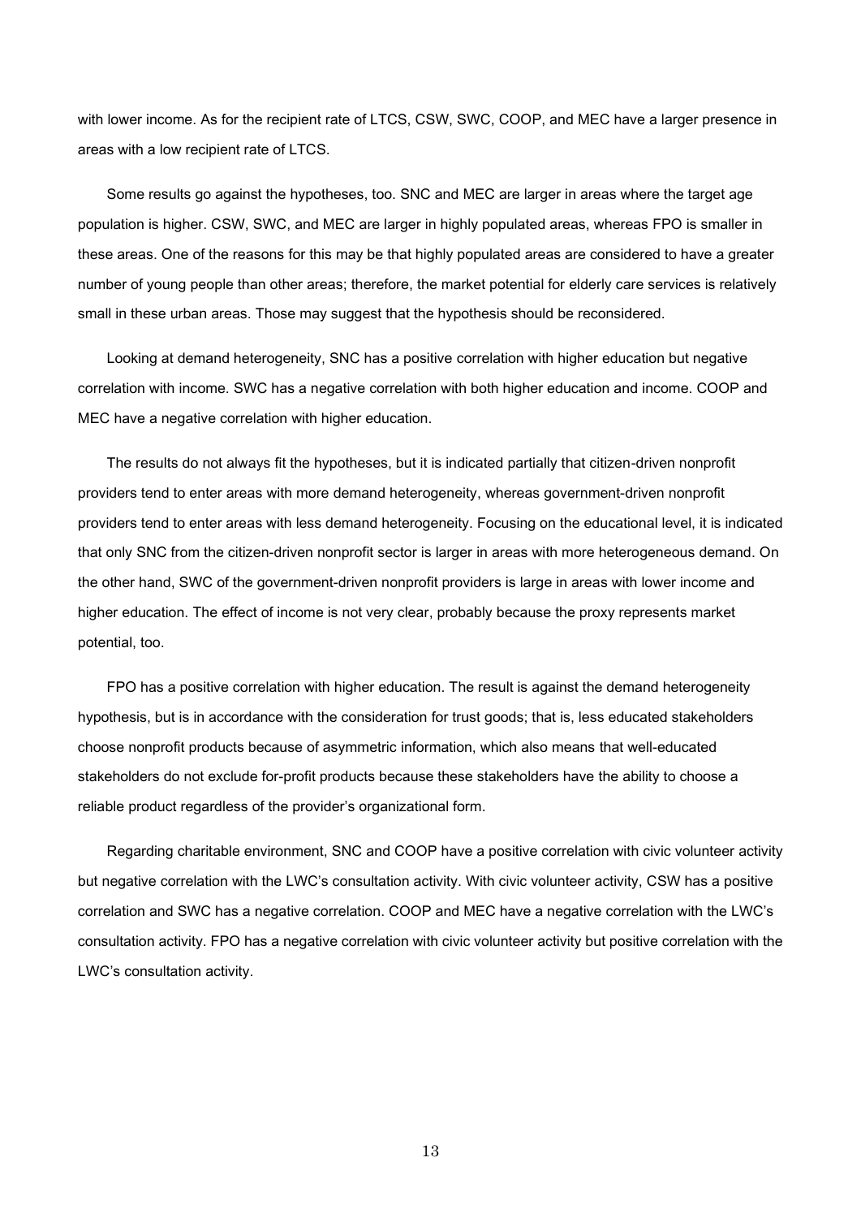with lower income. As for the recipient rate of LTCS, CSW, SWC, COOP, and MEC have a larger presence in areas with a low recipient rate of LTCS.

Some results go against the hypotheses, too. SNC and MEC are larger in areas where the target age population is higher. CSW, SWC, and MEC are larger in highly populated areas, whereas FPO is smaller in these areas. One of the reasons for this may be that highly populated areas are considered to have a greater number of young people than other areas; therefore, the market potential for elderly care services is relatively small in these urban areas. Those may suggest that the hypothesis should be reconsidered.

Looking at demand heterogeneity, SNC has a positive correlation with higher education but negative correlation with income. SWC has a negative correlation with both higher education and income. COOP and MEC have a negative correlation with higher education.

The results do not always fit the hypotheses, but it is indicated partially that citizen-driven nonprofit providers tend to enter areas with more demand heterogeneity, whereas government-driven nonprofit providers tend to enter areas with less demand heterogeneity. Focusing on the educational level, it is indicated that only SNC from the citizen-driven nonprofit sector is larger in areas with more heterogeneous demand. On the other hand, SWC of the government-driven nonprofit providers is large in areas with lower income and higher education. The effect of income is not very clear, probably because the proxy represents market potential, too.

FPO has a positive correlation with higher education. The result is against the demand heterogeneity hypothesis, but is in accordance with the consideration for trust goods; that is, less educated stakeholders choose nonprofit products because of asymmetric information, which also means that well-educated stakeholders do not exclude for-profit products because these stakeholders have the ability to choose a reliable product regardless of the provider's organizational form.

Regarding charitable environment, SNC and COOP have a positive correlation with civic volunteer activity but negative correlation with the LWC's consultation activity. With civic volunteer activity, CSW has a positive correlation and SWC has a negative correlation. COOP and MEC have a negative correlation with the LWC's consultation activity. FPO has a negative correlation with civic volunteer activity but positive correlation with the LWC's consultation activity.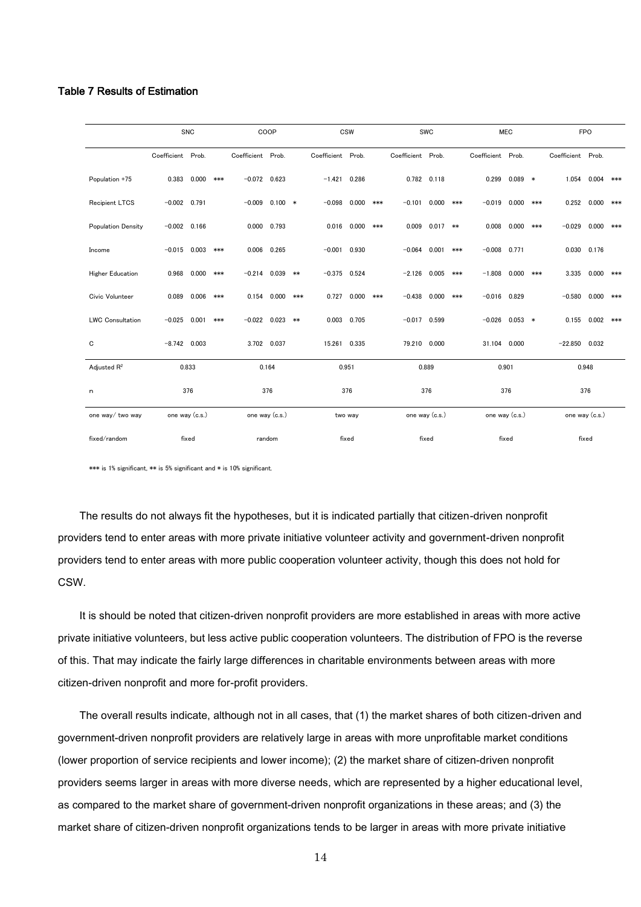### Table 7 Results of Estimation

| | SNC | | | COOP | | | CSW | | | SWC | | | MEC | | | FPO | | |
|---|---|---|---|---|---|---|---|---|---|---|---|---|---|---|---|---|---|---|
| | Coefficient | Prob. | | Coefficient | Prob. | | Coefficient | Prob. | | Coefficient | Prob. | | Coefficient | Prob. | | Coefficient | Prob. | |
| Population +75 | 0.383 | 0.000 | *** | −0.072 | 0.623 | | −1.421 | 0.286 | | 0.782 | 0.118 | | 0.299 | 0.089 | * | 1.054 | 0.004 | *** |
| Recipient LTCS | −0.002 | 0.791 | | −0.009 | 0.100 | * | −0.098 | 0.000 | *** | −0.101 | 0.000 | *** | −0.019 | 0.000 | *** | 0.252 | 0.000 | *** |
| Population Density | −0.002 | 0.166 | | 0.000 | 0.793 | | 0.016 | 0.000 | *** | 0.009 | 0.017 | ** | 0.008 | 0.000 | *** | −0.029 | 0.000 | *** |
| Income | −0.015 | 0.003 | *** | 0.006 | 0.265 | | −0.001 | 0.930 | | −0.064 | 0.001 | *** | −0.008 | 0.771 | | 0.030 | 0.176 | |
| Higher Education | 0.968 | 0.000 | *** | −0.214 | 0.039 | ** | −0.375 | 0.524 | | −2.126 | 0.005 | *** | −1.808 | 0.000 | *** | 3.335 | 0.000 | *** |
| Civic Volunteer | 0.089 | 0.006 | *** | 0.154 | 0.000 | *** | 0.727 | 0.000 | *** | −0.438 | 0.000 | *** | −0.016 | 0.829 | | −0.580 | 0.000 | *** |
| LWC Consultation | −0.025 | 0.001 | *** | −0.022 | 0.023 | ** | 0.003 | 0.705 | | −0.017 | 0.599 | | −0.026 | 0.053 | * | 0.155 | 0.002 | *** |
| C | −8.742 | 0.003 | | 3.702 | 0.037 | | 15.261 | 0.335 | | 79.210 | 0.000 | | 31.104 | 0.000 | | −22.850 | 0.032 | |
| Adjusted $R^2$ | 0.833 | | | 0.164 | | | 0.951 | | | 0.889 | | | 0.901 | | | 0.948 | | |
| n | 376 | | | 376 | | | 376 | | | 376 | | | 376 | | | 376 | | |
| one way/ two way | one way (c.s.) | | | one way (c.s.) | | | two way | | | one way (c.s.) | | | one way (c.s.) | | | one way (c.s.) | | |
| fixed/random | fixed | | | random | | | fixed | | | fixed | | | fixed | | | fixed | | |

*** is 1% significant, ** is 5% significant and * is 10% significant.

The results do not always fit the hypotheses, but it is indicated partially that citizen-driven nonprofit providers tend to enter areas with more private initiative volunteer activity and government-driven nonprofit providers tend to enter areas with more public cooperation volunteer activity, though this does not hold for CSW.

It is should be noted that citizen-driven nonprofit providers are more established in areas with more active private initiative volunteers, but less active public cooperation volunteers. The distribution of FPO is the reverse of this. That may indicate the fairly large differences in charitable environments between areas with more citizen-driven nonprofit and more for-profit providers.

The overall results indicate, although not in all cases, that (1) the market shares of both citizen-driven and government-driven nonprofit providers are relatively large in areas with more unprofitable market conditions (lower proportion of service recipients and lower income); (2) the market share of citizen-driven nonprofit providers seems larger in areas with more diverse needs, which are represented by a higher educational level, as compared to the market share of government-driven nonprofit organizations in these areas; and (3) the market share of citizen-driven nonprofit organizations tends to be larger in areas with more private initiative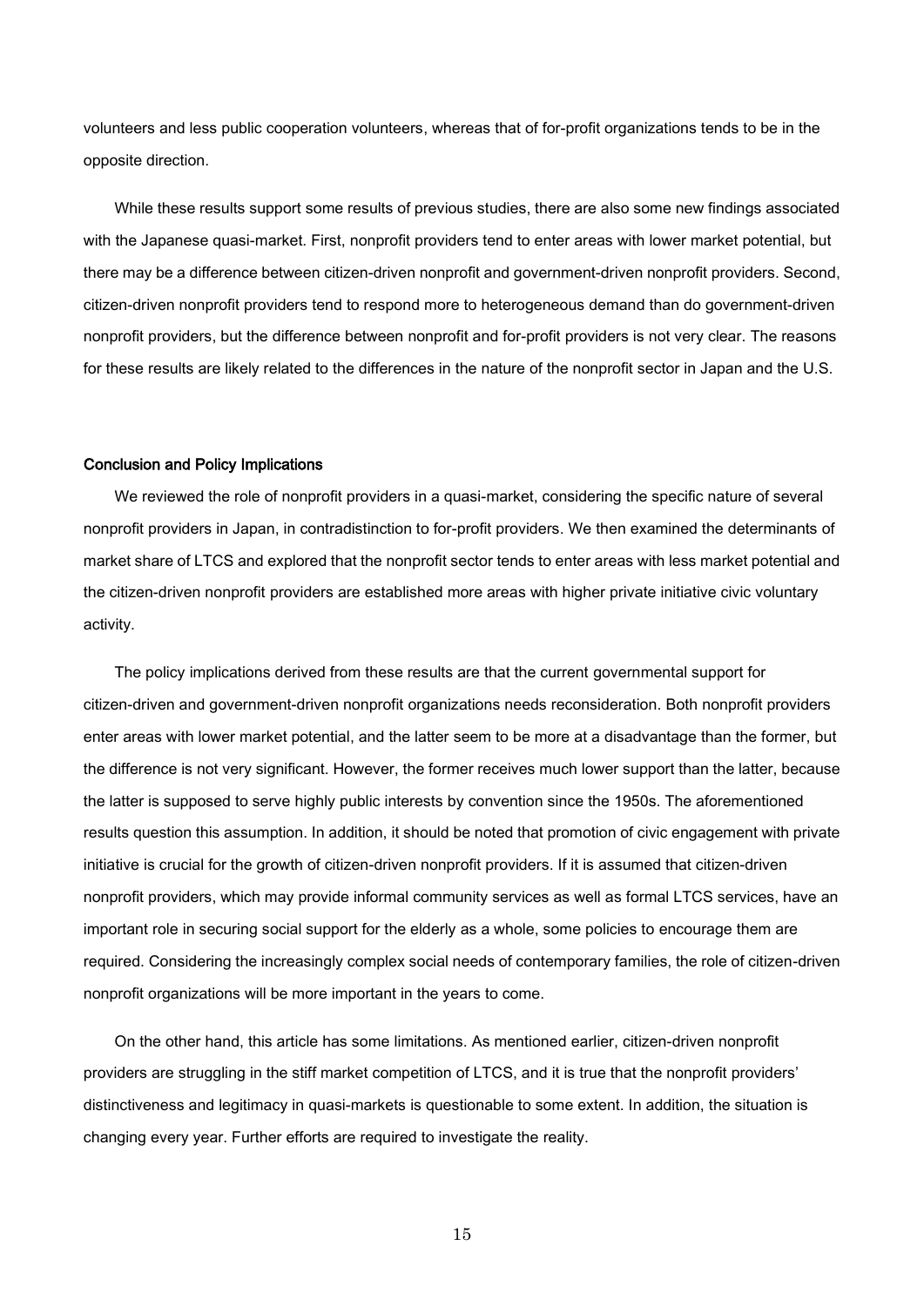volunteers and less public cooperation volunteers, whereas that of for-profit organizations tends to be in the opposite direction.

While these results support some results of previous studies, there are also some new findings associated with the Japanese quasi-market. First, nonprofit providers tend to enter areas with lower market potential, but there may be a difference between citizen-driven nonprofit and government-driven nonprofit providers. Second, citizen-driven nonprofit providers tend to respond more to heterogeneous demand than do government-driven nonprofit providers, but the difference between nonprofit and for-profit providers is not very clear. The reasons for these results are likely related to the differences in the nature of the nonprofit sector in Japan and the U.S.

## Conclusion and Policy Implications

We reviewed the role of nonprofit providers in a quasi-market, considering the specific nature of several nonprofit providers in Japan, in contradistinction to for-profit providers. We then examined the determinants of market share of LTCS and explored that the nonprofit sector tends to enter areas with less market potential and the citizen-driven nonprofit providers are established more areas with higher private initiative civic voluntary activity.

The policy implications derived from these results are that the current governmental support for citizen-driven and government-driven nonprofit organizations needs reconsideration. Both nonprofit providers enter areas with lower market potential, and the latter seem to be more at a disadvantage than the former, but the difference is not very significant. However, the former receives much lower support than the latter, because the latter is supposed to serve highly public interests by convention since the 1950s. The aforementioned results question this assumption. In addition, it should be noted that promotion of civic engagement with private initiative is crucial for the growth of citizen-driven nonprofit providers. If it is assumed that citizen-driven nonprofit providers, which may provide informal community services as well as formal LTCS services, have an important role in securing social support for the elderly as a whole, some policies to encourage them are required. Considering the increasingly complex social needs of contemporary families, the role of citizen-driven nonprofit organizations will be more important in the years to come.

On the other hand, this article has some limitations. As mentioned earlier, citizen-driven nonprofit providers are struggling in the stiff market competition of LTCS, and it is true that the nonprofit providers' distinctiveness and legitimacy in quasi-markets is questionable to some extent. In addition, the situation is changing every year. Further efforts are required to investigate the reality.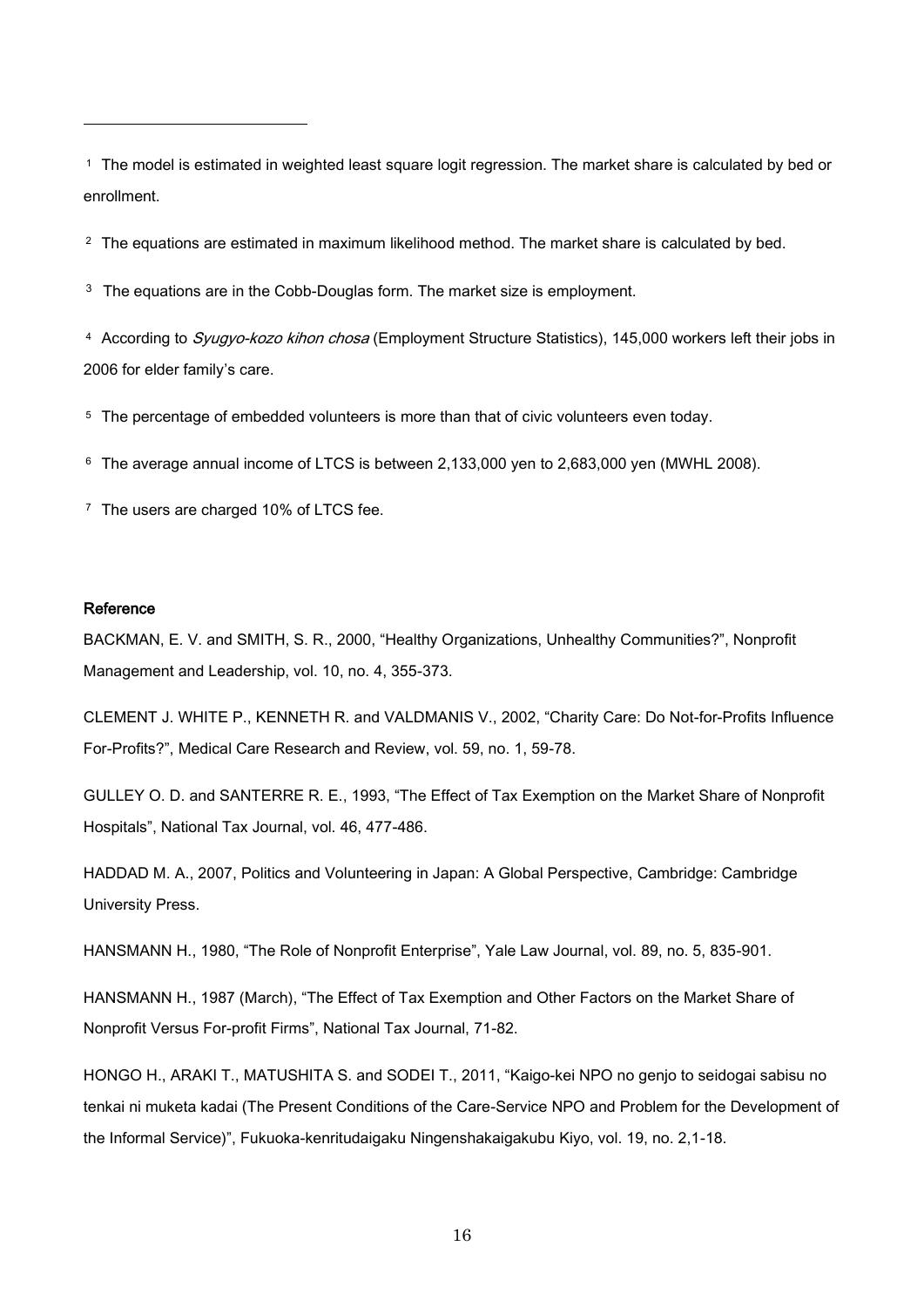[1] The model is estimated in weighted least square logit regression. The market share is calculated by bed or enrollment.

[2] The equations are estimated in maximum likelihood method. The market share is calculated by bed.

[3] The equations are in the Cobb-Douglas form. The market size is employment.

[4] According to *Syugyo-kozo kihon chosa* (Employment Structure Statistics), 145,000 workers left their jobs in 2006 for elder family's care.

[5] The percentage of embedded volunteers is more than that of civic volunteers even today.

[6] The average annual income of LTCS is between 2,133,000 yen to 2,683,000 yen (MWHL 2008).

[7] The users are charged 10% of LTCS fee.

## Reference

BACKMAN, E. V. and SMITH, S. R., 2000, "Healthy Organizations, Unhealthy Communities?", Nonprofit Management and Leadership, vol. 10, no. 4, 355-373.

CLEMENT J. WHITE P., KENNETH R. and VALDMANIS V., 2002, "Charity Care: Do Not-for-Profits Influence For-Profits?", Medical Care Research and Review, vol. 59, no. 1, 59-78.

GULLEY O. D. and SANTERRE R. E., 1993, "The Effect of Tax Exemption on the Market Share of Nonprofit Hospitals", National Tax Journal, vol. 46, 477-486.

HADDAD M. A., 2007, Politics and Volunteering in Japan: A Global Perspective, Cambridge: Cambridge University Press.

HANSMANN H., 1980, "The Role of Nonprofit Enterprise", Yale Law Journal, vol. 89, no. 5, 835-901.

HANSMANN H., 1987 (March), "The Effect of Tax Exemption and Other Factors on the Market Share of Nonprofit Versus For-profit Firms", National Tax Journal, 71-82.

HONGO H., ARAKI T., MATUSHITA S. and SODEI T., 2011, "Kaigo-kei NPO no genjo to seidogai sabisu no tenkai ni muketa kadai (The Present Conditions of the Care-Service NPO and Problem for the Development of the Informal Service)", Fukuoka-kenritudaigaku Ningenshakaigakubu Kiyo, vol. 19, no. 2,1-18.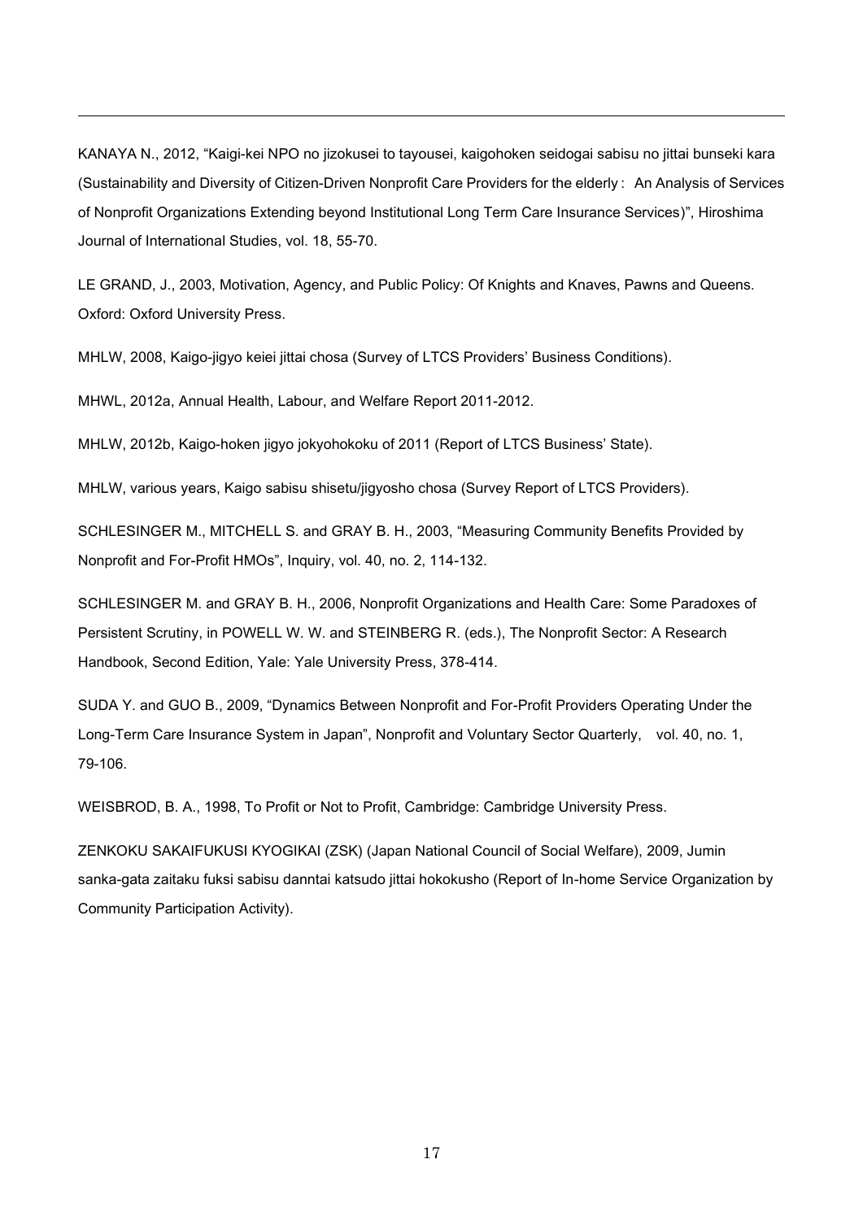KANAYA N., 2012, "Kaigi-kei NPO no jizokusei to tayousei, kaigohoken seidogai sabisu no jittai bunseki kara (Sustainability and Diversity of Citizen-Driven Nonprofit Care Providers for the elderly : An Analysis of Services of Nonprofit Organizations Extending beyond Institutional Long Term Care Insurance Services)", Hiroshima Journal of International Studies, vol. 18, 55-70.

LE GRAND, J., 2003, Motivation, Agency, and Public Policy: Of Knights and Knaves, Pawns and Queens. Oxford: Oxford University Press.

MHLW, 2008, Kaigo-jigyo keiei jittai chosa (Survey of LTCS Providers' Business Conditions).

MHWL, 2012a, Annual Health, Labour, and Welfare Report 2011-2012.

MHLW, 2012b, Kaigo-hoken jigyo jokyohokoku of 2011 (Report of LTCS Business' State).

MHLW, various years, Kaigo sabisu shisetu/jigyosho chosa (Survey Report of LTCS Providers).

SCHLESINGER M., MITCHELL S. and GRAY B. H., 2003, "Measuring Community Benefits Provided by Nonprofit and For-Profit HMOs", Inquiry, vol. 40, no. 2, 114-132.

SCHLESINGER M. and GRAY B. H., 2006, Nonprofit Organizations and Health Care: Some Paradoxes of Persistent Scrutiny, in POWELL W. W. and STEINBERG R. (eds.), The Nonprofit Sector: A Research Handbook, Second Edition, Yale: Yale University Press, 378-414.

SUDA Y. and GUO B., 2009, "Dynamics Between Nonprofit and For-Profit Providers Operating Under the Long-Term Care Insurance System in Japan", Nonprofit and Voluntary Sector Quarterly, vol. 40, no. 1, 79-106.

WEISBROD, B. A., 1998, To Profit or Not to Profit, Cambridge: Cambridge University Press.

ZENKOKU SAKAIFUKUSI KYOGIKAI (ZSK) (Japan National Council of Social Welfare), 2009, Jumin sanka-gata zaitaku fuksi sabisu danntai katsudo jittai hokokusho (Report of In-home Service Organization by Community Participation Activity).